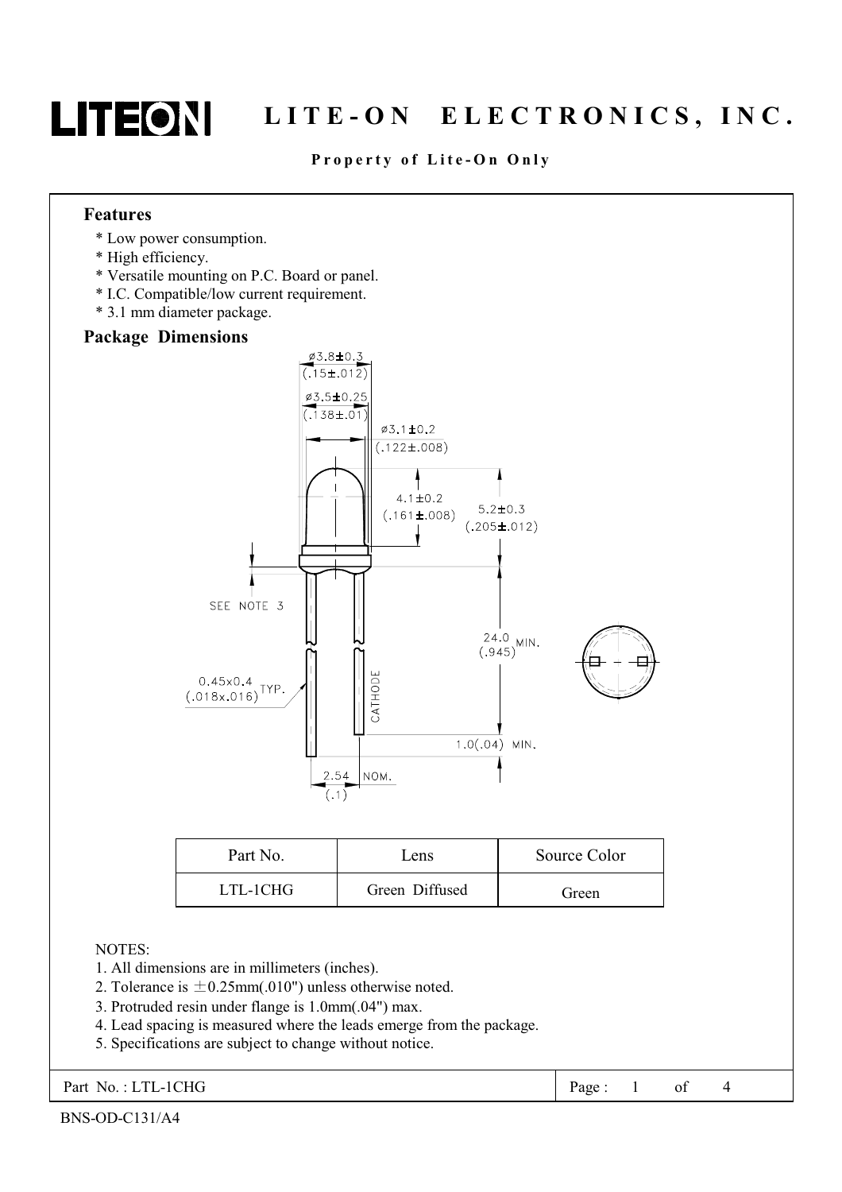# LITE-ON ELECTRONICS, INC.

**Property of Lite-On Only**

## Features

- * Low power consumption.
- * High efficiency.
- * Versatile mounting on P.C. Board or panel.
- * I.C. Compatible/low current requirement.
- * 3.1 mm diameter package.

## Package Dimensions

| Part No. | Lens | Source Color |
|---|---|---|
| LTL-1CHG | Green Diffused | Green |

NOTES:

1. All dimensions are in millimeters (inches).
2. Tolerance is ±0.25mm(.010") unless otherwise noted.
3. Protruded resin under flange is 1.0mm(.04") max.
4. Lead spacing is measured where the leads emerge from the package.
5. Specifications are subject to change without notice.

Part No. : LTL-1CHG

BNS-OD-C131/A4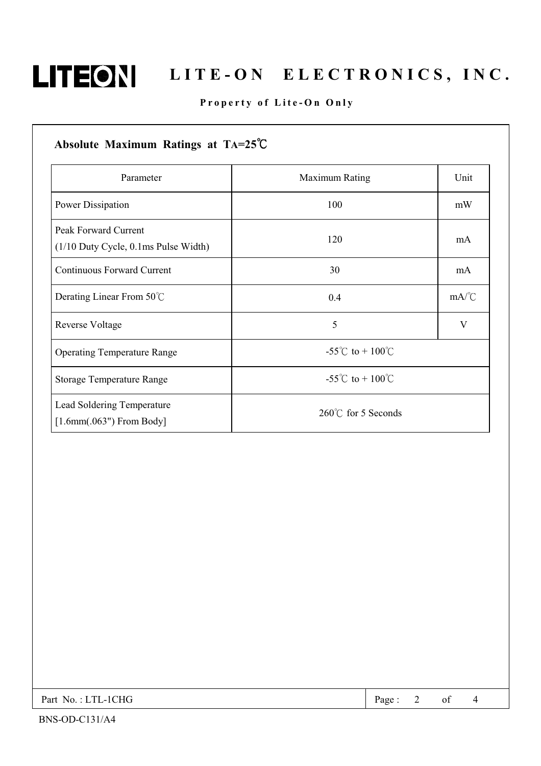## Absolute Maximum Ratings at $T_A$=25℃

| Parameter | Maximum Rating | Unit |
|---|---|---|
| Power Dissipation | 100 | mW |
| Peak Forward Current (1/10 Duty Cycle, 0.1ms Pulse Width) | 120 | mA |
| Continuous Forward Current | 30 | mA |
| Derating Linear From 50℃ | 0.4 | mA/℃ |
| Reverse Voltage | 5 | V |
| Operating Temperature Range | -55℃ to + 100℃ | |
| Storage Temperature Range | -55℃ to + 100℃ | |
| Lead Soldering Temperature [1.6mm(.063") From Body] | 260℃ for 5 Seconds | |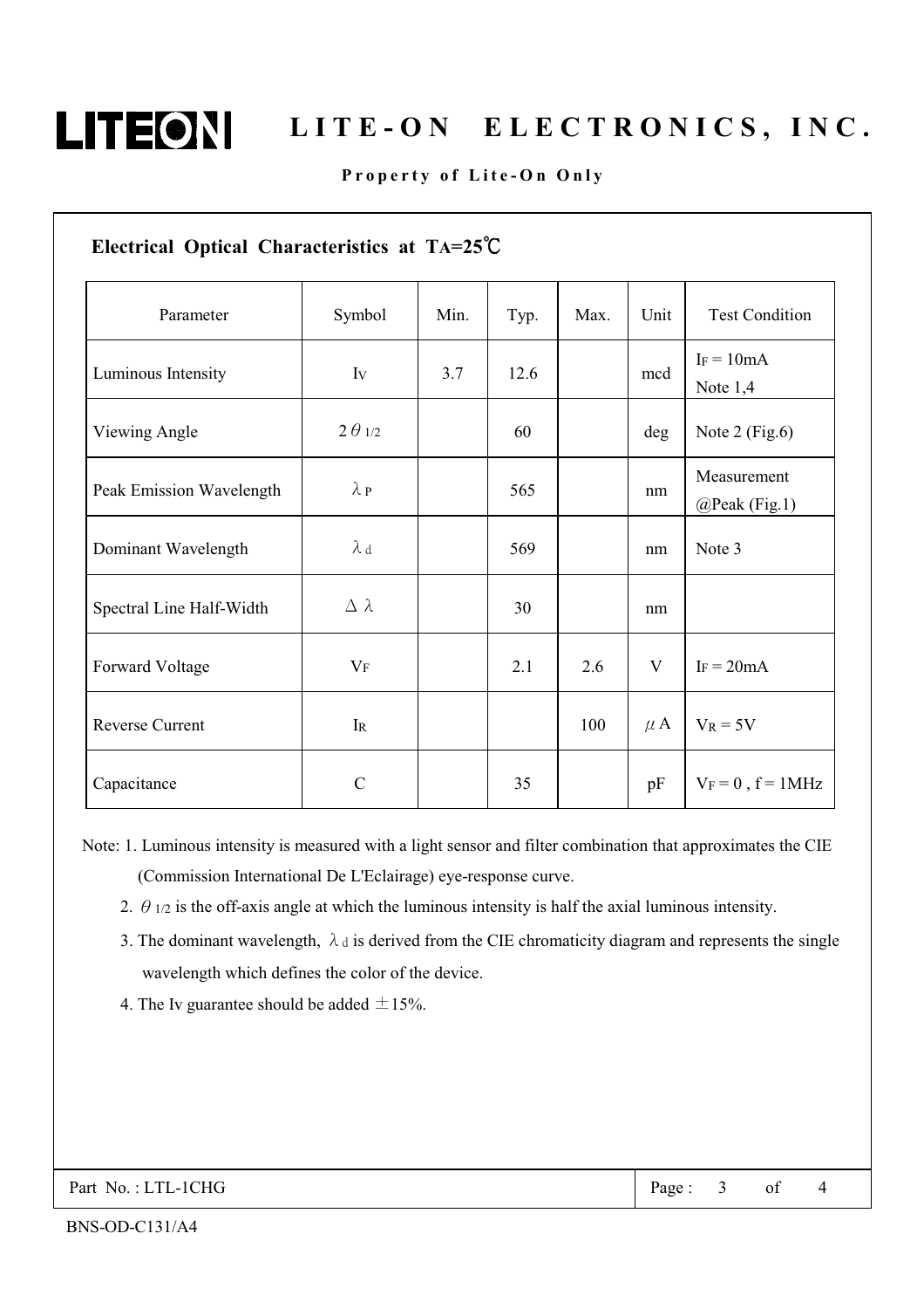## Electrical Optical Characteristics at $T_A$=25℃

| Parameter | Symbol | Min. | Typ. | Max. | Unit | Test Condition |
|---|---|---|---|---|---|---|
| Luminous Intensity | $I_V$ | 3.7 | 12.6 | | mcd | $I_F$ = 10mA Note 1,4 |
| Viewing Angle | $2\theta_{1/2}$ | | 60 | | deg | Note 2 (Fig.6) |
| Peak Emission Wavelength | $\lambda_P$ | | 565 | | nm | Measurement @Peak (Fig.1) |
| Dominant Wavelength | $\lambda_d$ | | 569 | | nm | Note 3 |
| Spectral Line Half-Width | $\Delta\lambda$ | | 30 | | nm | |
| Forward Voltage | $V_F$ | | 2.1 | 2.6 | V | $I_F$ = 20mA |
| Reverse Current | $I_R$ | | | 100 | $\mu$A | $V_R$ = 5V |
| Capacitance | C | | 35 | | pF | $V_F$ = 0 , f = 1MHz |

Note: 1. Luminous intensity is measured with a light sensor and filter combination that approximates the CIE (Commission International De L'Eclairage) eye-response curve.

2. $\theta_{1/2}$ is the off-axis angle at which the luminous intensity is half the axial luminous intensity.

3. The dominant wavelength, $\lambda_d$ is derived from the CIE chromaticity diagram and represents the single wavelength which defines the color of the device.

4. The Iv guarantee should be added ±15%.

Part No. : LTL-1CHG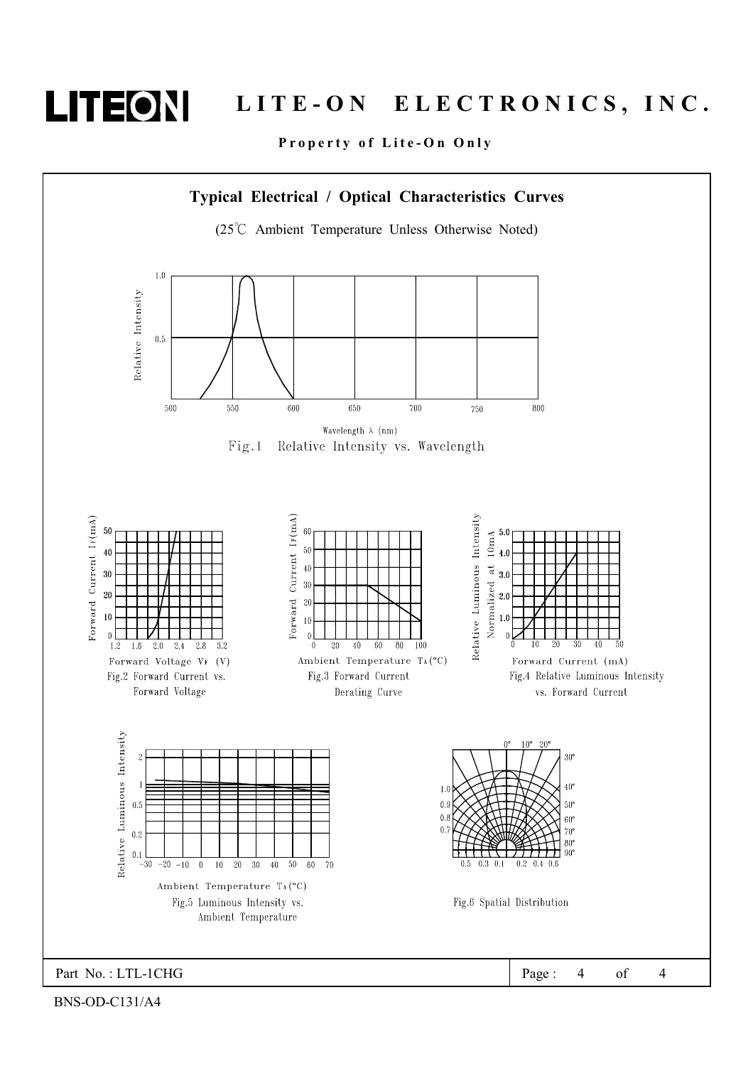## Typical Electrical / Optical Characteristics Curves

(25℃ Ambient Temperature Unless Otherwise Noted)

Relative Intensity

1.0

0.5

500 550 600 650 700 750 800

Wavelength λ (nm)

Fig.1 Relative Intensity vs. Wavelength

Forward Current $I_F$(mA)

50 40 30 20 10 0

1.2 1.6 2.0 2.4 2.8 3.2

Forward Voltage $V_F$ (V)

Fig.2 Forward Current vs. Forward Voltage

Forward Current $I_F$(mA)

60 50 40 30 20 10 0

0 20 40 60 80 100

Ambient Temperature $T_A$(°C)

Fig.3 Forward Current Derating Curve

Relative Luminous Intensity Normalized at 10mA

5.0 4.0 3.0 2.0 1.0 0

0 10 20 30 40 50

Forward Current (mA)

Fig.4 Relative Luminous Intensity vs. Forward Current

Relative Luminous Intensity

2 1 0.5 0.2 0.1

−30 −20 −10 0 10 20 30 40 50 60 70

Ambient Temperature $T_A$(°C)

Fig.5 Luminous Intensity vs. Ambient Temperature

0° 10° 20° 30° 40° 50° 60° 70° 80° 90°

1.0 0.9 0.8 0.7

0.5 0.3 0.1 0.2 0.4 0.6

Fig.6 Spatial Distribution

Part No. : LTL-1CHG